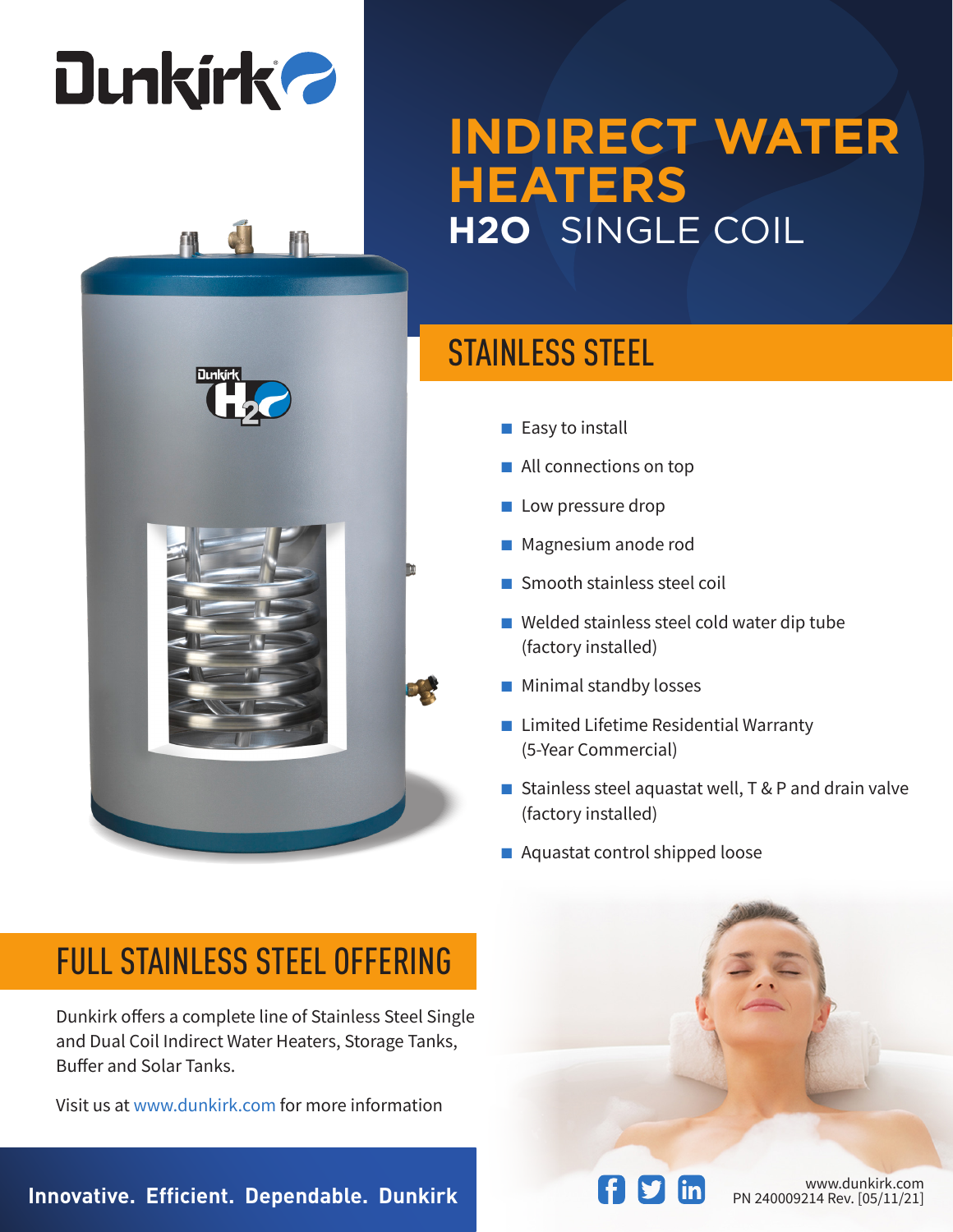Dunkirk

# INDIRECT WATER HEATERS

## H2O SINGLE COIL

## STAINLESS STEEL

- Easy to install
- All connections on top
- Low pressure drop
- Magnesium anode rod
- Smooth stainless steel coil
- Welded stainless steel cold water dip tube (factory installed)
- Minimal standby losses
- Limited Lifetime Residential Warranty (5-Year Commercial)
- Stainless steel aquastat well, T & P and drain valve (factory installed)
- Aquastat control shipped loose

## FULL STAINLESS STEEL OFFERING

Dunkirk offers a complete line of Stainless Steel Single and Dual Coil Indirect Water Heaters, Storage Tanks, Buffer and Solar Tanks.

Visit us at www.dunkirk.com for more information

**Innovative. Efficient. Dependable. Dunkirk**

www.dunkirk.com
PN 240009214 Rev. [05/11/21]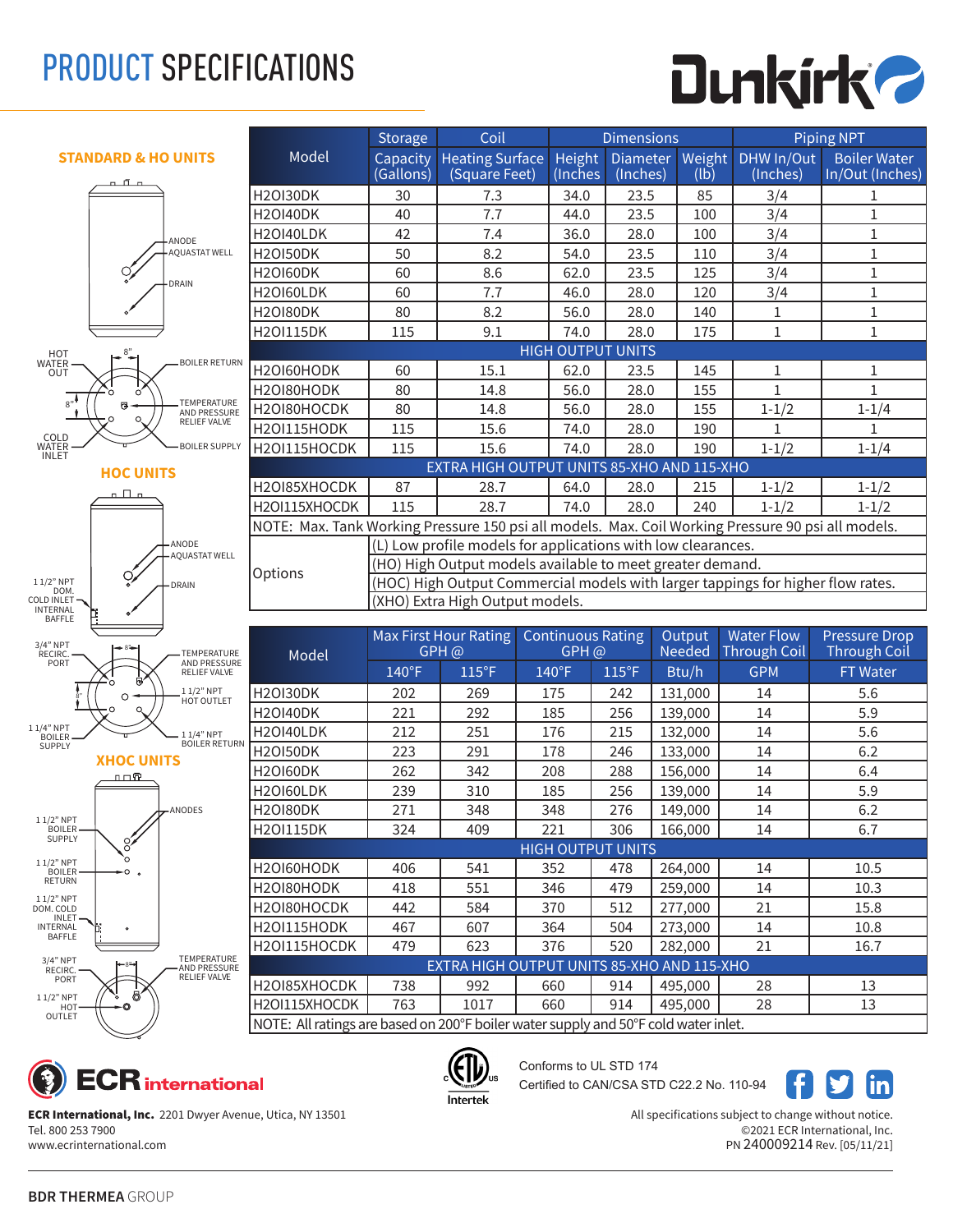# PRODUCT SPECIFICATIONS

Dunkirk

### STANDARD & HO UNITS

ANODE
AQUASTAT WELL
DRAIN
HOT WATER OUT
8"
BOILER RETURN
8"
TEMPERATURE AND PRESSURE RELIEF VALVE
COLD WATER INLET
BOILER SUPPLY

### HOC UNITS

ANODE
AQUASTAT WELL
1 1/2" NPT DOM. COLD INLET INTERNAL BAFFLE
DRAIN
3/4" NPT RECIRC. PORT
8"
TEMPERATURE AND PRESSURE RELIEF VALVE
8"
1 1/2" NPT HOT OUTLET
1 1/4" NPT BOILER SUPPLY
1 1/4" NPT BOILER RETURN

### XHOC UNITS

ANODES
1 1/2" NPT BOILER SUPPLY
1 1/2" NPT BOILER RETURN
1 1/2" NPT DOM. COLD INLET INTERNAL BAFFLE
3/4" NPT RECIRC. PORT
8"
TEMPERATURE AND PRESSURE RELIEF VALVE
1 1/2" NPT HOT OUTLET

| Model | Storage Capacity (Gallons) | Coil Heating Surface (Square Feet) | Dimensions Height (Inches) | Dimensions Diameter (Inches) | Dimensions Weight (lb) | Piping NPT DHW In/Out (Inches) | Piping NPT Boiler Water In/Out (Inches) |
|---|---|---|---|---|---|---|---|
| H2OI30DK | 30 | 7.3 | 34.0 | 23.5 | 85 | 3/4 | 1 |
| H2OI40DK | 40 | 7.7 | 44.0 | 23.5 | 100 | 3/4 | 1 |
| H2OI40LDK | 42 | 7.4 | 36.0 | 28.0 | 100 | 3/4 | 1 |
| H2OI50DK | 50 | 8.2 | 54.0 | 23.5 | 110 | 3/4 | 1 |
| H2OI60DK | 60 | 8.6 | 62.0 | 23.5 | 125 | 3/4 | 1 |
| H2OI60LDK | 60 | 7.7 | 46.0 | 28.0 | 120 | 3/4 | 1 |
| H2OI80DK | 80 | 8.2 | 56.0 | 28.0 | 140 | 1 | 1 |
| H2OI115DK | 115 | 9.1 | 74.0 | 28.0 | 175 | 1 | 1 |
| HIGH OUTPUT UNITS | | | | | | | |
| H2OI60HODK | 60 | 15.1 | 62.0 | 23.5 | 145 | 1 | 1 |
| H2OI80HODK | 80 | 14.8 | 56.0 | 28.0 | 155 | 1 | 1 |
| H2OI80HOCDK | 80 | 14.8 | 56.0 | 28.0 | 155 | 1-1/2 | 1-1/4 |
| H2OI115HODK | 115 | 15.6 | 74.0 | 28.0 | 190 | 1 | 1 |
| H2OI115HOCDK | 115 | 15.6 | 74.0 | 28.0 | 190 | 1-1/2 | 1-1/4 |
| EXTRA HIGH OUTPUT UNITS 85-XHO AND 115-XHO | | | | | | | |
| H2OI85XHOCDK | 87 | 28.7 | 64.0 | 28.0 | 215 | 1-1/2 | 1-1/2 |
| H2OI115XHOCDK | 115 | 28.7 | 74.0 | 28.0 | 240 | 1-1/2 | 1-1/2 |
| NOTE: Max. Tank Working Pressure 150 psi all models. Max. Coil Working Pressure 90 psi all models. | | | | | | | |
| Options | (L) Low profile models for applications with low clearances. | | | | | | |
| | (HO) High Output models available to meet greater demand. | | | | | | |
| | (HOC) High Output Commercial models with larger tappings for higher flow rates. | | | | | | |
| | (XHO) Extra High Output models. | | | | | | |

| Model | Max First Hour Rating GPH @ 140°F | Max First Hour Rating GPH @ 115°F | Continuous Rating GPH @ 140°F | Continuous Rating GPH @ 115°F | Output Needed Btu/h | Water Flow Through Coil GPM | Pressure Drop Through Coil FT Water |
|---|---|---|---|---|---|---|---|
| H2OI30DK | 202 | 269 | 175 | 242 | 131,000 | 14 | 5.6 |
| H2OI40DK | 221 | 292 | 185 | 256 | 139,000 | 14 | 5.9 |
| H2OI40LDK | 212 | 251 | 176 | 215 | 132,000 | 14 | 5.6 |
| H2OI50DK | 223 | 291 | 178 | 246 | 133,000 | 14 | 6.2 |
| H2OI60DK | 262 | 342 | 208 | 288 | 156,000 | 14 | 6.4 |
| H2OI60LDK | 239 | 310 | 185 | 256 | 139,000 | 14 | 5.9 |
| H2OI80DK | 271 | 348 | 348 | 276 | 149,000 | 14 | 6.2 |
| H2OI115DK | 324 | 409 | 221 | 306 | 166,000 | 14 | 6.7 |
| HIGH OUTPUT UNITS | | | | | | | |
| H2OI60HODK | 406 | 541 | 352 | 478 | 264,000 | 14 | 10.5 |
| H2OI80HODK | 418 | 551 | 346 | 479 | 259,000 | 14 | 10.3 |
| H2OI80HOCDK | 442 | 584 | 370 | 512 | 277,000 | 21 | 15.8 |
| H2OI115HODK | 467 | 607 | 364 | 504 | 273,000 | 14 | 10.8 |
| H2OI115HOCDK | 479 | 623 | 376 | 520 | 282,000 | 21 | 16.7 |
| EXTRA HIGH OUTPUT UNITS 85-XHO AND 115-XHO | | | | | | | |
| H2OI85XHOCDK | 738 | 992 | 660 | 914 | 495,000 | 28 | 13 |
| H2OI115XHOCDK | 763 | 1017 | 660 | 914 | 495,000 | 28 | 13 |
| NOTE: All ratings are based on 200°F boiler water supply and 50°F cold water inlet. | | | | | | | |

ECR international

Intertek

Conforms to UL STD 174
Certified to CAN/CSA STD C22.2 No. 110-94

**ECR International, Inc.** 2201 Dwyer Avenue, Utica, NY 13501
Tel. 800 253 7900
www.ecrinternational.com

All specifications subject to change without notice.
©2021 ECR International, Inc.
PN 240009214 Rev. [05/11/21]

**BDR THERMEA** GROUP